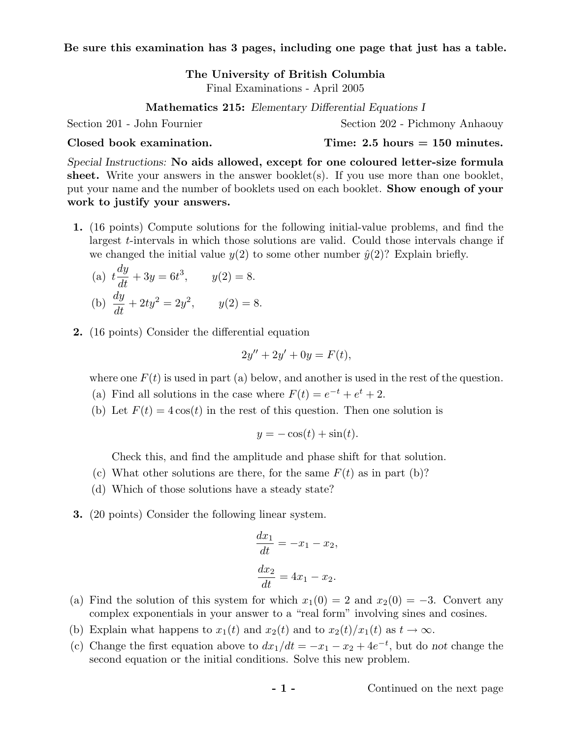**Be sure this examination has 3 pages, including one page that just has a table.**

**The University of British Columbia**
Final Examinations - April 2005

**Mathematics 215:** *Elementary Differential Equations I*

Section 201 - John Fournier | Section 202 - Pichmony Anhaouy

**Closed book examination.** | **Time: 2.5 hours = 150 minutes.**

*Special Instructions:* **No aids allowed, except for one coloured letter-size formula sheet.** Write your answers in the answer booklet(s). If you use more than one booklet, put your name and the number of booklets used on each booklet. **Show enough of your work to justify your answers.**

**1.** (16 points) Compute solutions for the following initial-value problems, and find the largest $t$-intervals in which those solutions are valid. Could those intervals change if we changed the initial value $y(2)$ to some other number $\hat{y}(2)$? Explain briefly.

(a) $t\dfrac{dy}{dt} + 3y = 6t^3, \qquad y(2) = 8.$

(b) $\dfrac{dy}{dt} + 2ty^2 = 2y^2, \qquad y(2) = 8.$

**2.** (16 points) Consider the differential equation

$$2y'' + 2y' + 0y = F(t),$$

where one $F(t)$ is used in part (a) below, and another is used in the rest of the question.

(a) Find all solutions in the case where $F(t) = e^{-t} + e^t + 2$.

(b) Let $F(t) = 4\cos(t)$ in the rest of this question. Then one solution is

$$y = -\cos(t) + \sin(t).$$

Check this, and find the amplitude and phase shift for that solution.

(c) What other solutions are there, for the same $F(t)$ as in part (b)?

(d) Which of those solutions have a steady state?

**3.** (20 points) Consider the following linear system.

$$\frac{dx_1}{dt} = -x_1 - x_2,$$

$$\frac{dx_2}{dt} = 4x_1 - x_2.$$

(a) Find the solution of this system for which $x_1(0) = 2$ and $x_2(0) = -3$. Convert any complex exponentials in your answer to a "real form" involving sines and cosines.

(b) Explain what happens to $x_1(t)$ and $x_2(t)$ and to $x_2(t)/x_1(t)$ as $t \to \infty$.

(c) Change the first equation above to $dx_1/dt = -x_1 - x_2 + 4e^{-t}$, but do *not* change the second equation or the initial conditions. Solve this new problem.

Continued on the next page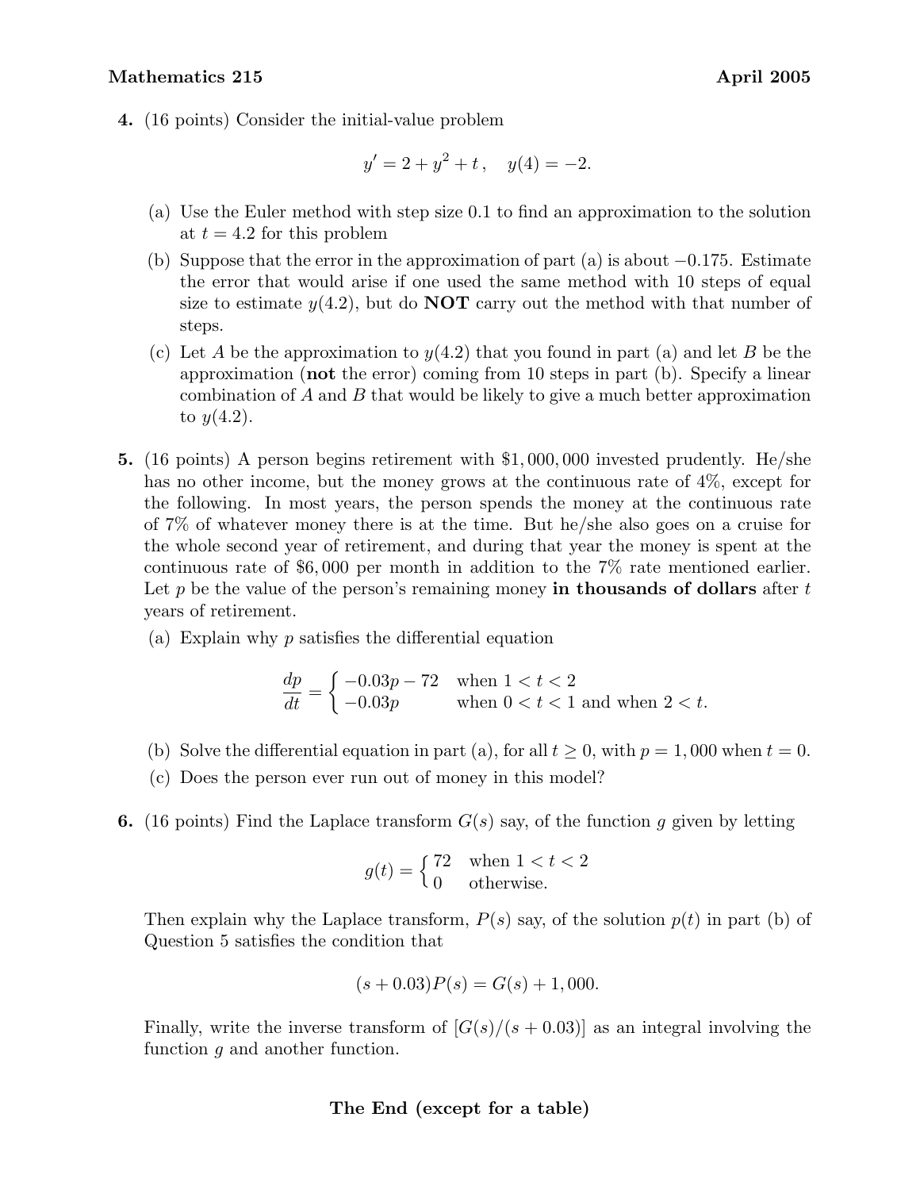**4.** (16 points) Consider the initial-value problem

$$y' = 2 + y^2 + t\,, \quad y(4) = -2.$$

(a) Use the Euler method with step size 0.1 to find an approximation to the solution at $t = 4.2$ for this problem

(b) Suppose that the error in the approximation of part (a) is about $-0.175$. Estimate the error that would arise if one used the same method with 10 steps of equal size to estimate $y(4.2)$, but do **NOT** carry out the method with that number of steps.

(c) Let $A$ be the approximation to $y(4.2)$ that you found in part (a) and let $B$ be the approximation (**not** the error) coming from 10 steps in part (b). Specify a linear combination of $A$ and $B$ that would be likely to give a much better approximation to $y(4.2)$.

**5.** (16 points) A person begins retirement with \$1,000,000 invested prudently. He/she has no other income, but the money grows at the continuous rate of 4%, except for the following. In most years, the person spends the money at the continuous rate of 7% of whatever money there is at the time. But he/she also goes on a cruise for the whole second year of retirement, and during that year the money is spent at the continuous rate of \$6,000 per month in addition to the 7% rate mentioned earlier. Let $p$ be the value of the person's remaining money **in thousands of dollars** after $t$ years of retirement.

(a) Explain why $p$ satisfies the differential equation

$$\frac{dp}{dt} = \begin{cases} -0.03p - 72 & \text{when } 1 < t < 2 \\ -0.03p & \text{when } 0 < t < 1 \text{ and when } 2 < t. \end{cases}$$

(b) Solve the differential equation in part (a), for all $t \geq 0$, with $p = 1,000$ when $t = 0$.

(c) Does the person ever run out of money in this model?

**6.** (16 points) Find the Laplace transform $G(s)$ say, of the function $g$ given by letting

$$g(t) = \begin{cases} 72 & \text{when } 1 < t < 2 \\ 0 & \text{otherwise.} \end{cases}$$

Then explain why the Laplace transform, $P(s)$ say, of the solution $p(t)$ in part (b) of Question 5 satisfies the condition that

$$(s + 0.03)P(s) = G(s) + 1,000.$$

Finally, write the inverse transform of $[G(s)/(s + 0.03)]$ as an integral involving the function $g$ and another function.

**The End (except for a table)**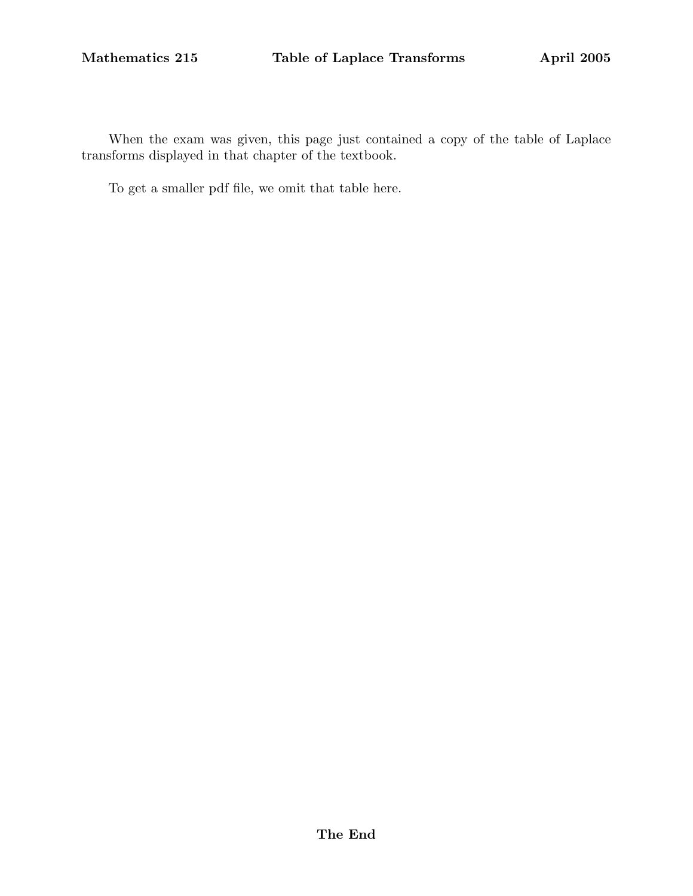When the exam was given, this page just contained a copy of the table of Laplace transforms displayed in that chapter of the textbook.

To get a smaller pdf file, we omit that table here.

**The End**